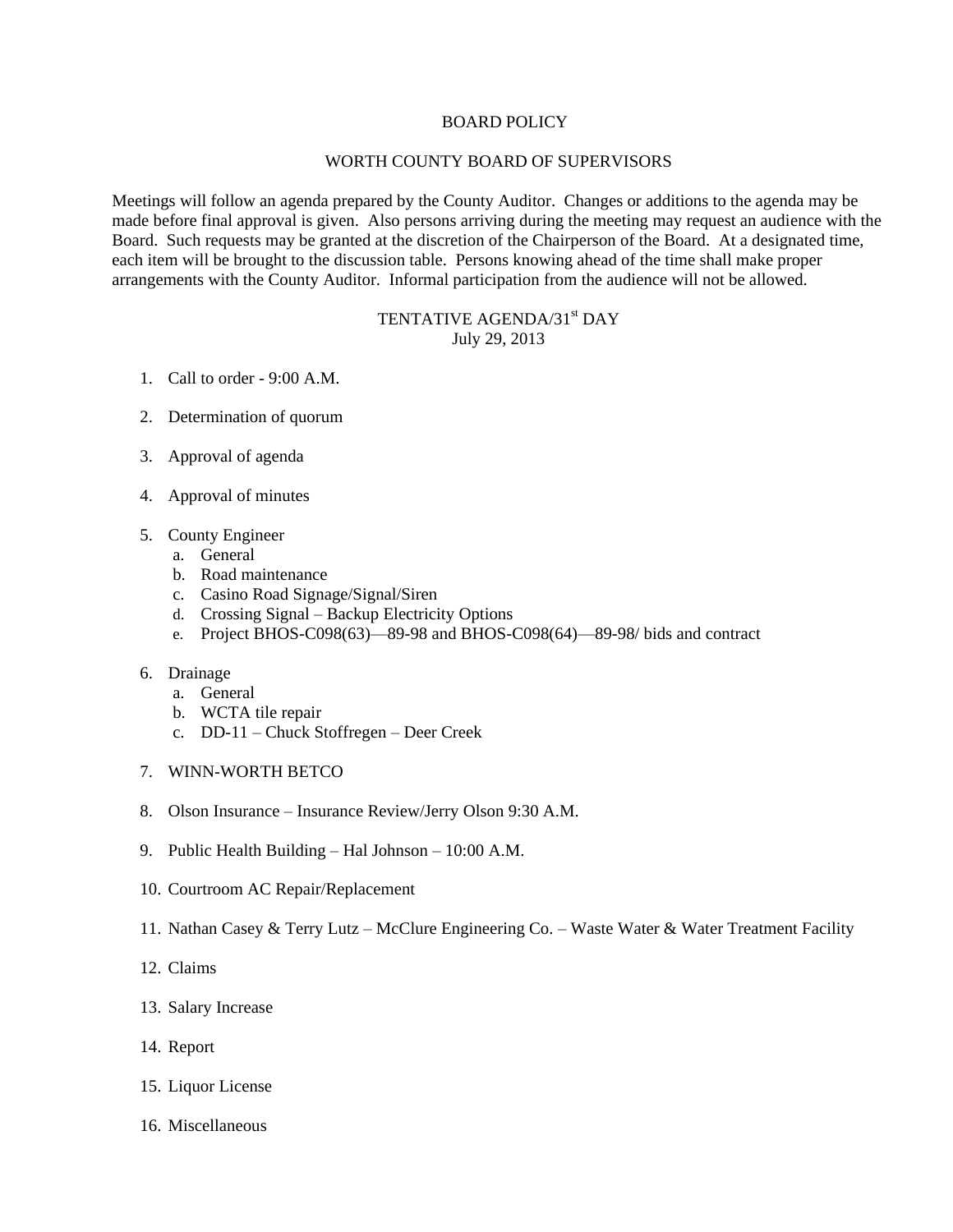# BOARD POLICY

## WORTH COUNTY BOARD OF SUPERVISORS

Meetings will follow an agenda prepared by the County Auditor. Changes or additions to the agenda may be made before final approval is given. Also persons arriving during the meeting may request an audience with the Board. Such requests may be granted at the discretion of the Chairperson of the Board. At a designated time, each item will be brought to the discussion table. Persons knowing ahead of the time shall make proper arrangements with the County Auditor. Informal participation from the audience will not be allowed.

### TENTATIVE AGENDA/31st DAY
July 29, 2013

1. Call to order - 9:00 A.M.

2. Determination of quorum

3. Approval of agenda

4. Approval of minutes

5. County Engineer
   a. General
   b. Road maintenance
   c. Casino Road Signage/Signal/Siren
   d. Crossing Signal – Backup Electricity Options
   e. Project BHOS-C098(63)—89-98 and BHOS-C098(64)—89-98/ bids and contract

6. Drainage
   a. General
   b. WCTA tile repair
   c. DD-11 – Chuck Stoffregen – Deer Creek

7. WINN-WORTH BETCO

8. Olson Insurance – Insurance Review/Jerry Olson 9:30 A.M.

9. Public Health Building – Hal Johnson – 10:00 A.M.

10. Courtroom AC Repair/Replacement

11. Nathan Casey & Terry Lutz – McClure Engineering Co. – Waste Water & Water Treatment Facility

12. Claims

13. Salary Increase

14. Report

15. Liquor License

16. Miscellaneous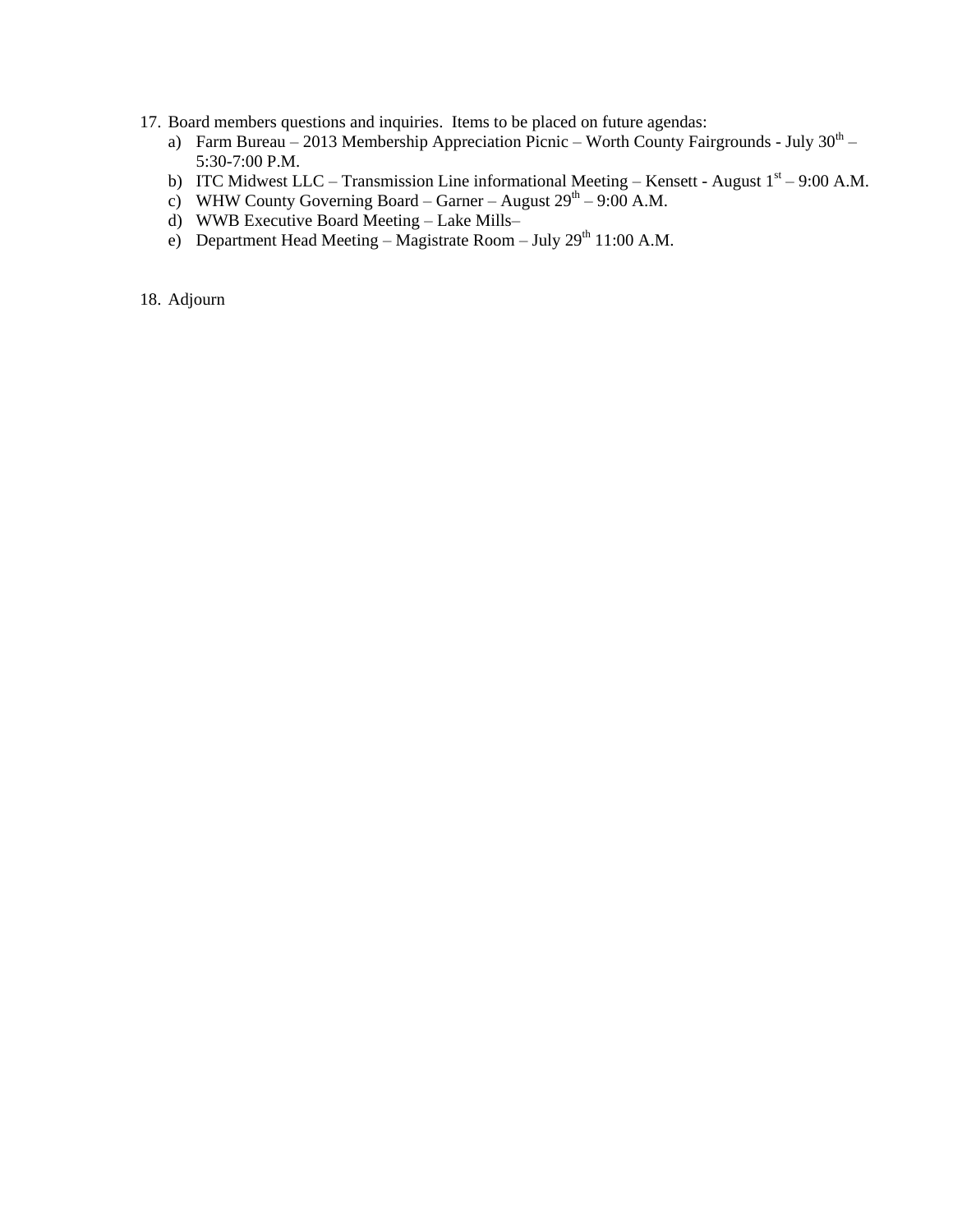17. Board members questions and inquiries. Items to be placed on future agendas:
    a) Farm Bureau – 2013 Membership Appreciation Picnic – Worth County Fairgrounds - July 30th – 5:30-7:00 P.M.
    b) ITC Midwest LLC – Transmission Line informational Meeting – Kensett - August 1st – 9:00 A.M.
    c) WHW County Governing Board – Garner – August 29th – 9:00 A.M.
    d) WWB Executive Board Meeting – Lake Mills–
    e) Department Head Meeting – Magistrate Room – July 29th 11:00 A.M.

18. Adjourn